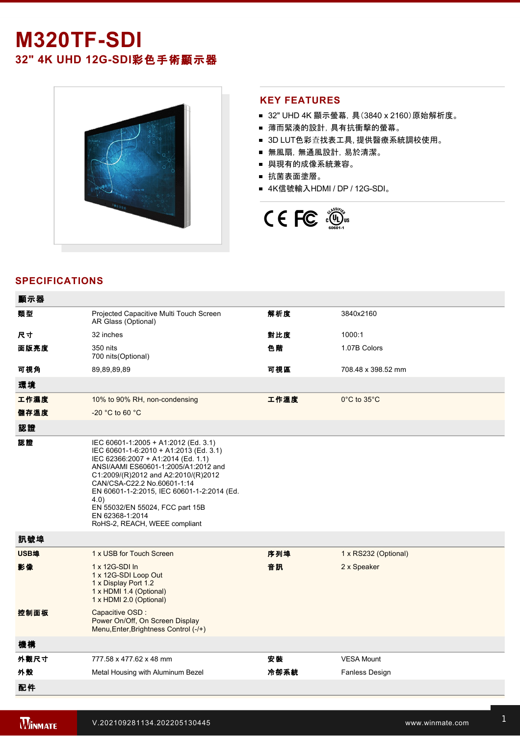# M320TF-SDI

## 32" 4K UHD 12G-SDI彩色手術顯示器

## KEY FEATURES

- 32" UHD 4K 顯示螢幕, 具(3840 x 2160)原始解析度。
- 薄而緊湊的設計, 具有抗衝擊的螢幕。
- 3D LUT色彩查找表工具, 提供醫療系統調校使用。
- 無風扇, 無通風設計, 易於清潔。
- 與現有的成像系統兼容。
- 抗菌表面塗層。
- 4K信號輸入HDMI / DP / 12G-SDI。

## SPECIFICATIONS

| 顯示器 | | | |
|---|---|---|---|
| 類型 | Projected Capacitive Multi Touch Screen<br>AR Glass (Optional) | 解析度 | 3840x2160 |
| 尺寸 | 32 inches | 對比度 | 1000:1 |
| 面版亮度 | 350 nits<br>700 nits(Optional) | 色階 | 1.07B Colors |
| 可視角 | 89,89,89,89 | 可視區 | 708.48 x 398.52 mm |
| **環境** | | | |
| 工作濕度 | 10% to 90% RH, non-condensing | 工作溫度 | 0°C to 35°C |
| 儲存溫度 | -20 °C to 60 °C | | |
| **認證** | | | |
| 認證 | IEC 60601-1:2005 + A1:2012 (Ed. 3.1)<br>IEC 60601-1-6:2010 + A1:2013 (Ed. 3.1)<br>IEC 62366:2007 + A1:2014 (Ed. 1.1)<br>ANSI/AAMI ES60601-1:2005/A1:2012 and C1:2009/(R)2012 and A2:2010/(R)2012<br>CAN/CSA-C22.2 No.60601-1:14<br>EN 60601-1-2:2015, IEC 60601-1-2:2014 (Ed. 4.0)<br>EN 55032/EN 55024, FCC part 15B<br>EN 62368-1:2014<br>RoHS-2, REACH, WEEE compliant | | |
| **訊號埠** | | | |
| USB埠 | 1 x USB for Touch Screen | 序列埠 | 1 x RS232 (Optional) |
| 影像 | 1 x 12G-SDI In<br>1 x 12G-SDI Loop Out<br>1 x Display Port 1.2<br>1 x HDMI 1.4 (Optional)<br>1 x HDMI 2.0 (Optional) | 音訊 | 2 x Speaker |
| 控制面板 | Capacitive OSD :<br>Power On/Off, On Screen Display<br>Menu,Enter,Brightness Control (-/+) | | |
| **機構** | | | |
| 外觀尺寸 | 777.58 x 477.62 x 48 mm | 安裝 | VESA Mount |
| 外殼 | Metal Housing with Aluminum Bezel | 冷卻系統 | Fanless Design |
| **配件** | | | |

V.202109281134.202205130445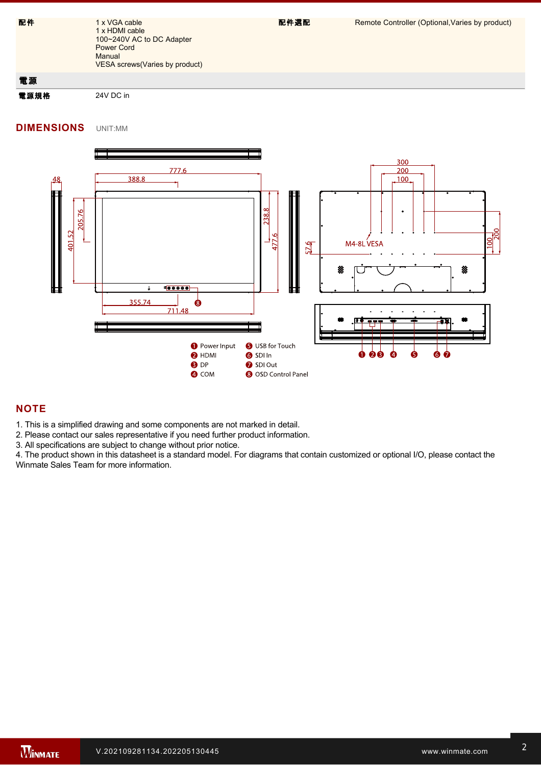| | | | |
|---|---|---|---|
| 配件 | 1 x VGA cable<br>1 x HDMI cable<br>100~240V AC to DC Adapter<br>Power Cord<br>Manual<br>VESA screws(Varies by product) | 配件選配 | Remote Controller (Optional,Varies by product) |

## 電源

| | |
|---|---|
| 電源規格 | 24V DC in |

## DIMENSIONS

UNIT:MM

777.6
388.8
48
205.76
401.52
238.8
477.6
355.74
711.48
300
200
100
57.6
M4-8L VESA
100
200

1 Power Input
2 HDMI
3 DP
4 COM
5 USB for Touch
6 SDI In
7 SDI Out
8 OSD Control Panel

## NOTE

1. This is a simplified drawing and some components are not marked in detail.
2. Please contact our sales representative if you need further product information.
3. All specifications are subject to change without prior notice.
4. The product shown in this datasheet is a standard model. For diagrams that contain customized or optional I/O, please contact the Winmate Sales Team for more information.